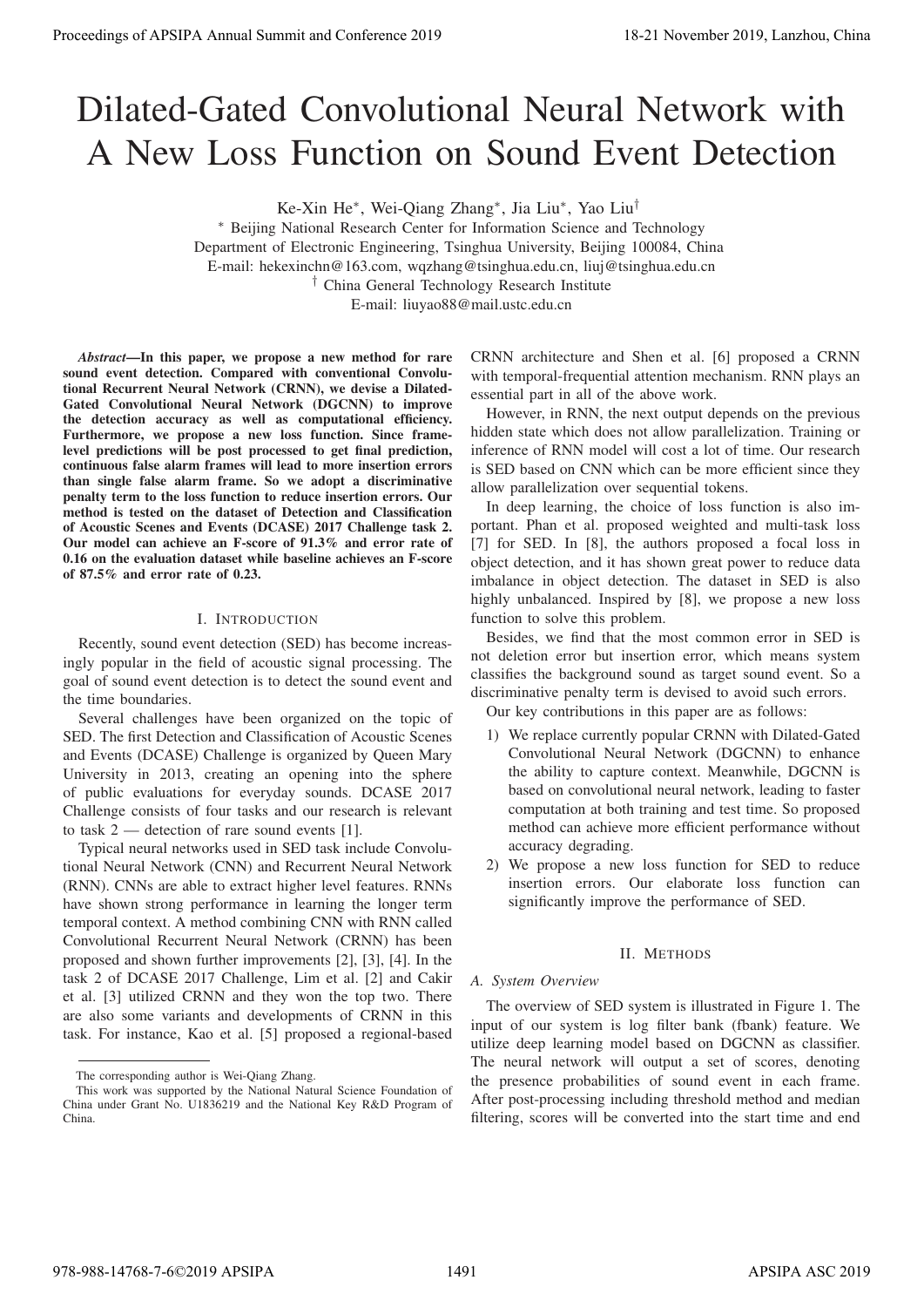# Dilated-Gated Convolutional Neural Network with A New Loss Function on Sound Event Detection

Ke-Xin He*, Wei-Qiang Zhang*, Jia Liu*, Yao Liu†

\* Beijing National Research Center for Information Science and Technology
Department of Electronic Engineering, Tsinghua University, Beijing 100084, China
E-mail: hekexinchn@163.com, wqzhang@tsinghua.edu.cn, liuj@tsinghua.edu.cn

† China General Technology Research Institute
E-mail: liuyao88@mail.ustc.edu.cn

***Abstract*—In this paper, we propose a new method for rare sound event detection. Compared with conventional Convolutional Recurrent Neural Network (CRNN), we devise a Dilated-Gated Convolutional Neural Network (DGCNN) to improve the detection accuracy as well as computational efficiency. Furthermore, we propose a new loss function. Since frame-level predictions will be post processed to get final prediction, continuous false alarm frames will lead to more insertion errors than single false alarm frame. So we adopt a discriminative penalty term to the loss function to reduce insertion errors. Our method is tested on the dataset of Detection and Classification of Acoustic Scenes and Events (DCASE) 2017 Challenge task 2. Our model can achieve an F-score of 91.3% and error rate of 0.16 on the evaluation dataset while baseline achieves an F-score of 87.5% and error rate of 0.23.**

## I. Introduction

Recently, sound event detection (SED) has become increasingly popular in the field of acoustic signal processing. The goal of sound event detection is to detect the sound event and the time boundaries.

Several challenges have been organized on the topic of SED. The first Detection and Classification of Acoustic Scenes and Events (DCASE) Challenge is organized by Queen Mary University in 2013, creating an opening into the sphere of public evaluations for everyday sounds. DCASE 2017 Challenge consists of four tasks and our research is relevant to task 2 — detection of rare sound events [1].

Typical neural networks used in SED task include Convolutional Neural Network (CNN) and Recurrent Neural Network (RNN). CNNs are able to extract higher level features. RNNs have shown strong performance in learning the longer term temporal context. A method combining CNN with RNN called Convolutional Recurrent Neural Network (CRNN) has been proposed and shown further improvements [2], [3], [4]. In the task 2 of DCASE 2017 Challenge, Lim et al. [2] and Cakir et al. [3] utilized CRNN and they won the top two. There are also some variants and developments of CRNN in this task. For instance, Kao et al. [5] proposed a regional-based CRNN architecture and Shen et al. [6] proposed a CRNN with temporal-frequential attention mechanism. RNN plays an essential part in all of the above work.

However, in RNN, the next output depends on the previous hidden state which does not allow parallelization. Training or inference of RNN model will cost a lot of time. Our research is SED based on CNN which can be more efficient since they allow parallelization over sequential tokens.

In deep learning, the choice of loss function is also important. Phan et al. proposed weighted and multi-task loss [7] for SED. In [8], the authors proposed a focal loss in object detection, and it has shown great power to reduce data imbalance in object detection. The dataset in SED is also highly unbalanced. Inspired by [8], we propose a new loss function to solve this problem.

Besides, we find that the most common error in SED is not deletion error but insertion error, which means system classifies the background sound as target sound event. So a discriminative penalty term is devised to avoid such errors.

Our key contributions in this paper are as follows:

1) We replace currently popular CRNN with Dilated-Gated Convolutional Neural Network (DGCNN) to enhance the ability to capture context. Meanwhile, DGCNN is based on convolutional neural network, leading to faster computation at both training and test time. So proposed method can achieve more efficient performance without accuracy degrading.
2) We propose a new loss function for SED to reduce insertion errors. Our elaborate loss function can significantly improve the performance of SED.

## II. Methods

### A. System Overview

The overview of SED system is illustrated in Figure 1. The input of our system is log filter bank (fbank) feature. We utilize deep learning model based on DGCNN as classifier. The neural network will output a set of scores, denoting the presence probabilities of sound event in each frame. After post-processing including threshold method and median filtering, scores will be converted into the start time and end

The corresponding author is Wei-Qiang Zhang.

This work was supported by the National Natural Science Foundation of China under Grant No. U1836219 and the National Key R&D Program of China.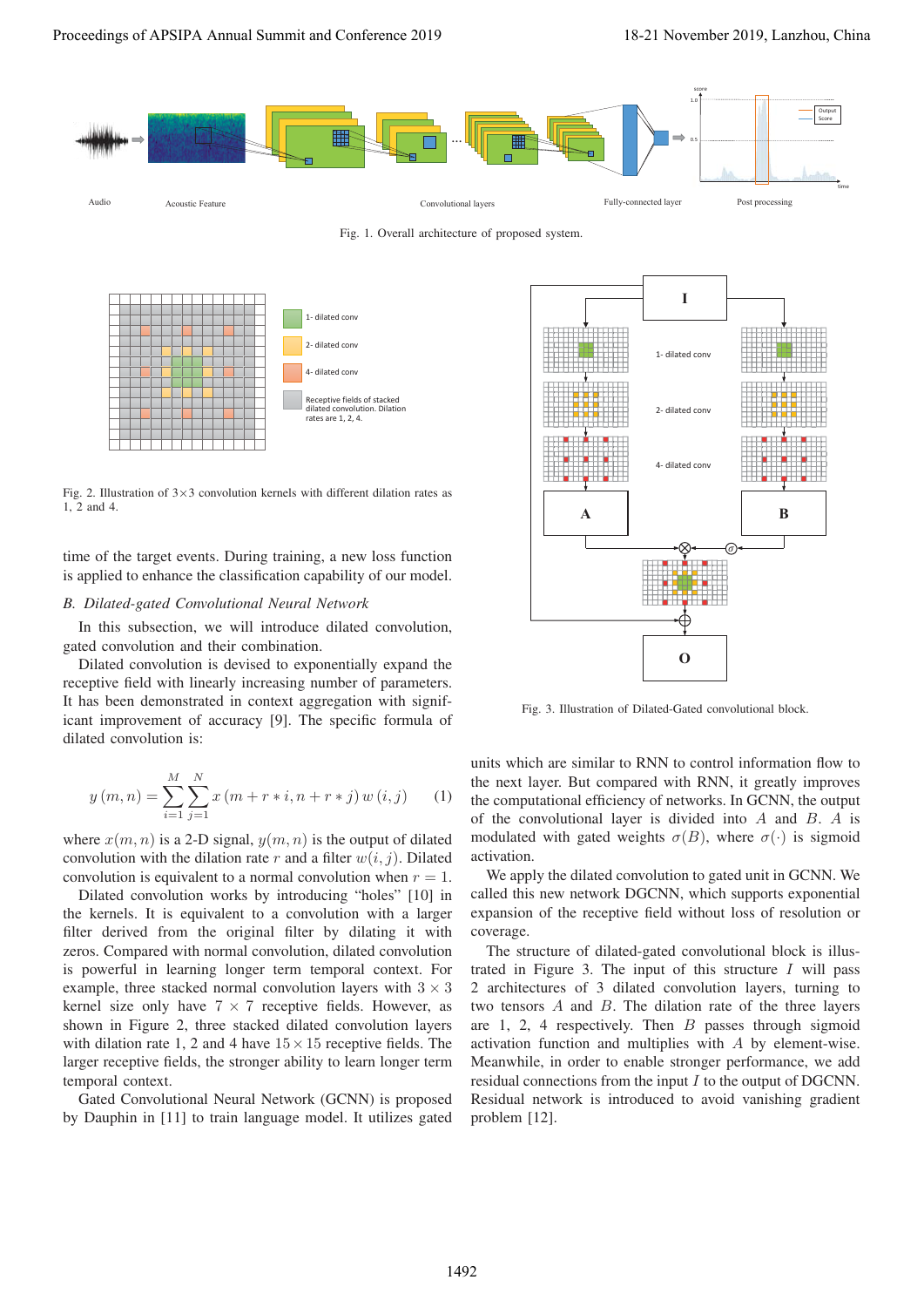Fig. 1. Overall architecture of proposed system.

Fig. 2. Illustration of 3×3 convolution kernels with different dilation rates as 1, 2 and 4.

time of the target events. During training, a new loss function is applied to enhance the classification capability of our model.

### B. Dilated-gated Convolutional Neural Network

In this subsection, we will introduce dilated convolution, gated convolution and their combination.

Dilated convolution is devised to exponentially expand the receptive field with linearly increasing number of parameters. It has been demonstrated in context aggregation with significant improvement of accuracy [9]. The specific formula of dilated convolution is:

$$y(m,n) = \sum_{i=1}^{M} \sum_{j=1}^{N} x(m + r * i, n + r * j)\, w(i,j) \qquad (1)$$

where $x(m,n)$ is a 2-D signal, $y(m,n)$ is the output of dilated convolution with the dilation rate $r$ and a filter $w(i,j)$. Dilated convolution is equivalent to a normal convolution when $r = 1$.

Dilated convolution works by introducing "holes" [10] in the kernels. It is equivalent to a convolution with a larger filter derived from the original filter by dilating it with zeros. Compared with normal convolution, dilated convolution is powerful in learning longer term temporal context. For example, three stacked normal convolution layers with $3 \times 3$ kernel size only have $7 \times 7$ receptive fields. However, as shown in Figure 2, three stacked dilated convolution layers with dilation rate 1, 2 and 4 have $15 \times 15$ receptive fields. The larger receptive fields, the stronger ability to learn longer term temporal context.

Gated Convolutional Neural Network (GCNN) is proposed by Dauphin in [11] to train language model. It utilizes gated units which are similar to RNN to control information flow to the next layer. But compared with RNN, it greatly improves the computational efficiency of networks. In GCNN, the output of the convolutional layer is divided into $A$ and $B$. $A$ is modulated with gated weights $\sigma(B)$, where $\sigma(\cdot)$ is sigmoid activation.

We apply the dilated convolution to gated unit in GCNN. We called this new network DGCNN, which supports exponential expansion of the receptive field without loss of resolution or coverage.

The structure of dilated-gated convolutional block is illustrated in Figure 3. The input of this structure $I$ will pass 2 architectures of 3 dilated convolution layers, turning to two tensors $A$ and $B$. The dilation rate of the three layers are 1, 2, 4 respectively. Then $B$ passes through sigmoid activation function and multiplies with $A$ by element-wise. Meanwhile, in order to enable stronger performance, we add residual connections from the input $I$ to the output of DGCNN. Residual network is introduced to avoid vanishing gradient problem [12].

Fig. 3. Illustration of Dilated-Gated convolutional block.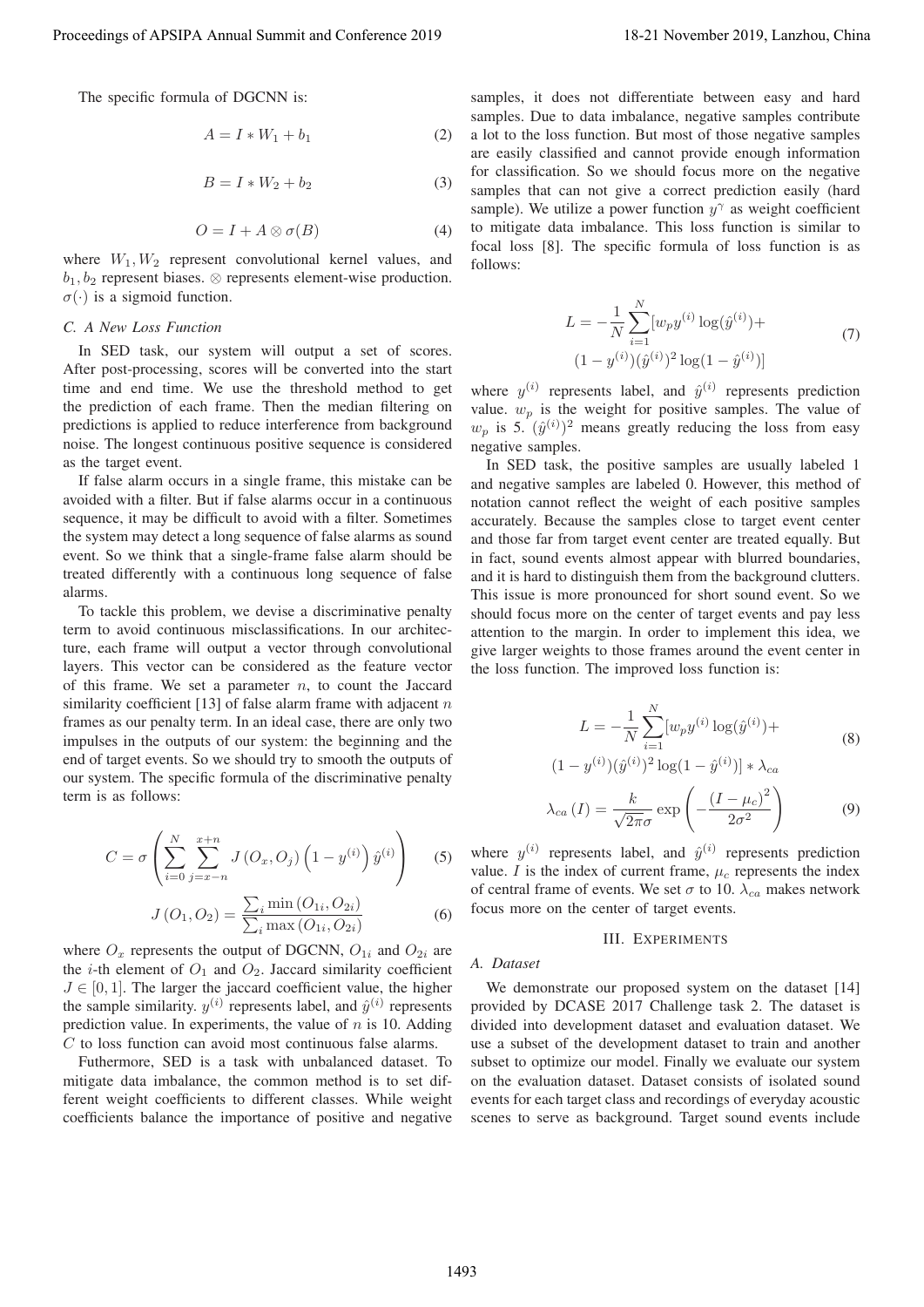The specific formula of DGCNN is:

$$A = I * W_1 + b_1 \tag{2}$$

$$B = I * W_2 + b_2 \tag{3}$$

$$O = I + A \otimes \sigma(B) \tag{4}$$

where $W_1, W_2$ represent convolutional kernel values, and $b_1, b_2$ represent biases. $\otimes$ represents element-wise production. $\sigma(\cdot)$ is a sigmoid function.

### C. A New Loss Function

In SED task, our system will output a set of scores. After post-processing, scores will be converted into the start time and end time. We use the threshold method to get the prediction of each frame. Then the median filtering on predictions is applied to reduce interference from background noise. The longest continuous positive sequence is considered as the target event.

If false alarm occurs in a single frame, this mistake can be avoided with a filter. But if false alarms occur in a continuous sequence, it may be difficult to avoid with a filter. Sometimes the system may detect a long sequence of false alarms as sound event. So we think that a single-frame false alarm should be treated differently with a continuous long sequence of false alarms.

To tackle this problem, we devise a discriminative penalty term to avoid continuous misclassifications. In our architecture, each frame will output a vector through convolutional layers. This vector can be considered as the feature vector of this frame. We set a parameter $n$, to count the Jaccard similarity coefficient [13] of false alarm frame with adjacent $n$ frames as our penalty term. In an ideal case, there are only two impulses in the outputs of our system: the beginning and the end of target events. So we should try to smooth the outputs of our system. The specific formula of the discriminative penalty term is as follows:

$$C = \sigma\left(\sum_{i=0}^{N}\sum_{j=x-n}^{x+n} J\left(O_x, O_j\right)\left(1 - y^{(i)}\right)\hat{y}^{(i)}\right) \tag{5}$$

$$J\left(O_1, O_2\right) = \frac{\sum_i \min\left(O_{1i}, O_{2i}\right)}{\sum_i \max\left(O_{1i}, O_{2i}\right)} \tag{6}$$

where $O_x$ represents the output of DGCNN, $O_{1i}$ and $O_{2i}$ are the $i$-th element of $O_1$ and $O_2$. Jaccard similarity coefficient $J \in [0, 1]$. The larger the jaccard coefficient value, the higher the sample similarity. $y^{(i)}$ represents label, and $\hat{y}^{(i)}$ represents prediction value. In experiments, the value of $n$ is 10. Adding $C$ to loss function can avoid most continuous false alarms.

Futhermore, SED is a task with unbalanced dataset. To mitigate data imbalance, the common method is to set different weight coefficients to different classes. While weight coefficients balance the importance of positive and negative samples, it does not differentiate between easy and hard samples. Due to data imbalance, negative samples contribute a lot to the loss function. But most of those negative samples are easily classified and cannot provide enough information for classification. So we should focus more on the negative samples that can not give a correct prediction easily (hard sample). We utilize a power function $y^{\gamma}$ as weight coefficient to mitigate data imbalance. This loss function is similar to focal loss [8]. The specific formula of loss function is as follows:

$$L = -\frac{1}{N}\sum_{i=1}^{N}[w_p y^{(i)} \log(\hat{y}^{(i)}) + (1 - y^{(i)})(\hat{y}^{(i)})^2 \log(1 - \hat{y}^{(i)})] \tag{7}$$

where $y^{(i)}$ represents label, and $\hat{y}^{(i)}$ represents prediction value. $w_p$ is the weight for positive samples. The value of $w_p$ is 5. $(\hat{y}^{(i)})^2$ means greatly reducing the loss from easy negative samples.

In SED task, the positive samples are usually labeled 1 and negative samples are labeled 0. However, this method of notation cannot reflect the weight of each positive samples accurately. Because the samples close to target event center and those far from target event center are treated equally. But in fact, sound events almost appear with blurred boundaries, and it is hard to distinguish them from the background clutters. This issue is more pronounced for short sound event. So we should focus more on the center of target events and pay less attention to the margin. In order to implement this idea, we give larger weights to those frames around the event center in the loss function. The improved loss function is:

$$L = -\frac{1}{N}\sum_{i=1}^{N}[w_p y^{(i)} \log(\hat{y}^{(i)}) + (1 - y^{(i)})(\hat{y}^{(i)})^2 \log(1 - \hat{y}^{(i)})] * \lambda_{ca} \tag{8}$$

$$\lambda_{ca}\left(I\right) = \frac{k}{\sqrt{2\pi}\sigma}\exp\left(-\frac{\left(I - \mu_c\right)^2}{2\sigma^2}\right) \tag{9}$$

where $y^{(i)}$ represents label, and $\hat{y}^{(i)}$ represents prediction value. $I$ is the index of current frame, $\mu_c$ represents the index of central frame of events. We set $\sigma$ to 10. $\lambda_{ca}$ makes network focus more on the center of target events.

## III. Experiments

### A. Dataset

We demonstrate our proposed system on the dataset [14] provided by DCASE 2017 Challenge task 2. The dataset is divided into development dataset and evaluation dataset. We use a subset of the development dataset to train and another subset to optimize our model. Finally we evaluate our system on the evaluation dataset. Dataset consists of isolated sound events for each target class and recordings of everyday acoustic scenes to serve as background. Target sound events include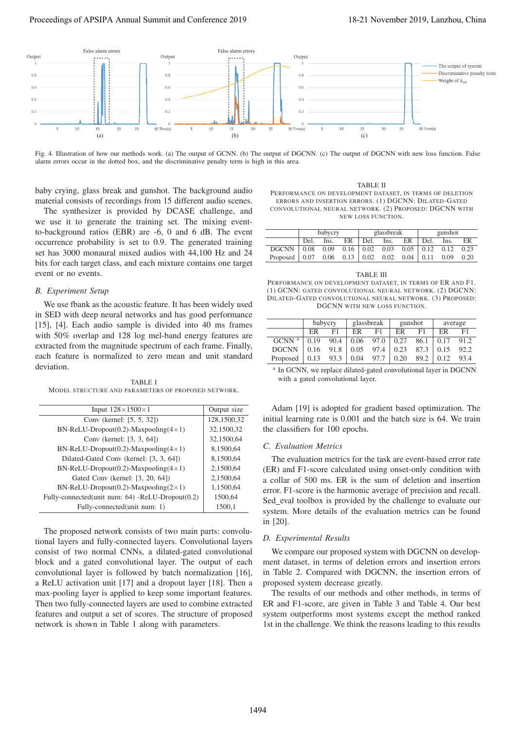Fig. 4. Illustration of how our methods work. (a) The output of GCNN. (b) The output of DGCNN. (c) The output of DGCNN with new loss function. False alarm errors occur in the dotted box, and the discriminative penalty term is high in this area.

baby crying, glass break and gunshot. The background audio material consists of recordings from 15 different audio scenes.

The synthesizer is provided by DCASE challenge, and we use it to generate the training set. The mixing event-to-background ratios (EBR) are -6, 0 and 6 dB. The event occurrence probability is set to 0.9. The generated training set has 3000 monaural mixed audios with 44,100 Hz and 24 bits for each target class, and each mixture contains one target event or no events.

### B. Experiment Setup

We use fbank as the acoustic feature. It has been widely used in SED with deep neural networks and has good performance [15], [4]. Each audio sample is divided into 40 ms frames with 50% overlap and 128 log mel-band energy features are extracted from the magnitude spectrum of each frame. Finally, each feature is normalized to zero mean and unit standard deviation.

TABLE I
MODEL STRUCTURE AND PARAMETERS OF PROPOSED NETWORK.

| Input 128×1500×1 | Output size |
|---|---|
| Conv (kernel: [5, 5, 32]) | 128,1500,32 |
| BN-ReLU-Dropout(0.2)-Maxpooling(4×1) | 32,1500,32 |
| Conv (kernel: [3, 3, 64]) | 32,1500,64 |
| BN-ReLU-Dropout(0.2)-Maxpooling(4×1) | 8,1500,64 |
| Dilated-Gated Conv (kernel: [3, 3, 64]) | 8,1500,64 |
| BN-ReLU-Dropout(0.2)-Maxpooling(4×1) | 2,1500,64 |
| Gated Conv (kernel: [3, 20, 64]) | 2,1500,64 |
| BN-ReLU-Dropout(0.2)-Maxpooling(2×1) | 1,1500,64 |
| Fully-connected(unit num: 64) -ReLU-Dropout(0.2) | 1500,64 |
| Fully-connected(unit num: 1) | 1500,1 |

The proposed network consists of two main parts: convolutional layers and fully-connected layers. Convolutional layers consist of two normal CNNs, a dilated-gated convolutional block and a gated convolutional layer. The output of each convolutional layer is followed by batch normalization [16], a ReLU activation unit [17] and a dropout layer [18]. Then a max-pooling layer is applied to keep some important features. Then two fully-connected layers are used to combine extracted features and output a set of scores. The structure of proposed network is shown in Table 1 along with parameters.

TABLE II
PERFORMANCE ON DEVELOPMENT DATASET, IN TERMS OF DELETION ERRORS AND INSERTION ERRORS. (1) DGCNN: DILATED-GATED CONVOLUTIONAL NEURAL NETWORK. (2) PROPOSED: DGCNN WITH NEW LOSS FUNCTION.

| | babycry | | | glassbreak | | | gunshot | | |
|---|---|---|---|---|---|---|---|---|---|
| | Del. | Ins. | ER | Del. | Ins. | ER | Del. | Ins. | ER |
| DGCNN | 0.08 | 0.09 | 0.16 | 0.02 | 0.03 | 0.05 | 0.12 | 0.12 | 0.23 |
| Proposed | 0.07 | 0.06 | 0.13 | 0.02 | 0.02 | 0.04 | 0.11 | 0.09 | 0.20 |

TABLE III
PERFORMANCE ON DEVELOPMENT DATASET, IN TERMS OF ER AND F1. (1) GCNN: GATED CONVOLUTIONAL NEURAL NETWORK. (2) DGCNN: DILATED-GATED CONVOLUTIONAL NEURAL NETWORK. (3) PROPOSED: DGCNN WITH NEW LOSS FUNCTION.

| | babycry | | glassbreak | | gunshot | | average | |
|---|---|---|---|---|---|---|---|---|
| | ER | F1 | ER | F1 | ER | F1 | ER | F1 |
| GCNN [a] | 0.19 | 90.4 | 0.06 | 97.0 | 0.27 | 86.1 | 0.17 | 91.2 |
| DGCNN | 0.16 | 91.8 | 0.05 | 97.4 | 0.23 | 87.3 | 0.15 | 92.2 |
| Proposed | 0.13 | 93.3 | 0.04 | 97.7 | 0.20 | 89.2 | 0.12 | 93.4 |

[a] In GCNN, we replace dilated-gated convolutional layer in DGCNN with a gated convolutional layer.

Adam [19] is adopted for gradient based optimization. The initial learning rate is 0.001 and the batch size is 64. We train the classifiers for 100 epochs.

### C. Evaluation Metrics

The evaluation metrics for the task are event-based error rate (ER) and F1-score calculated using onset-only condition with a collar of 500 ms. ER is the sum of deletion and insertion error. F1-score is the harmonic average of precision and recall. Sed_eval toolbox is provided by the challenge to evaluate our system. More details of the evaluation metrics can be found in [20].

### D. Experimental Results

We compare our proposed system with DGCNN on development dataset, in terms of deletion errors and insertion errors in Table 2. Compared with DGCNN, the insertion errors of proposed system decrease greatly.

The results of our methods and other methods, in terms of ER and F1-score, are given in Table 3 and Table 4. Our best system outperforms most systems except the method ranked 1st in the challenge. We think the reasons leading to this results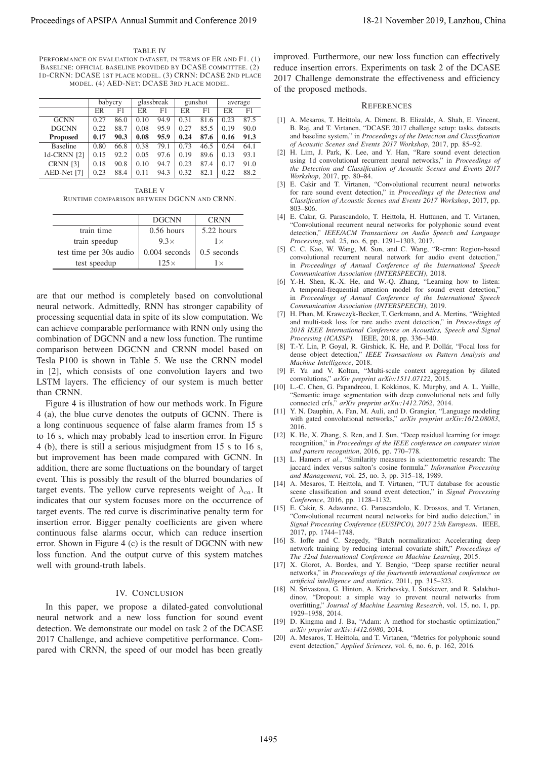TABLE IV
PERFORMANCE ON EVALUATION DATASET, IN TERMS OF ER AND F1. (1) BASELINE: OFFICIAL BASELINE PROVIDED BY DCASE COMMITTEE. (2) 1D-CRNN: DCASE 1ST PLACE MODEL. (3) CRNN: DCASE 2ND PLACE MODEL. (4) AED-NET: DCASE 3RD PLACE MODEL.

| | babycry | | glassbreak | | gunshot | | average | |
|---|---|---|---|---|---|---|---|---|
| | ER | F1 | ER | F1 | ER | F1 | ER | F1 |
| GCNN | 0.27 | 86.0 | 0.10 | 94.9 | 0.31 | 81.6 | 0.23 | 87.5 |
| DGCNN | 0.22 | 88.7 | 0.08 | 95.9 | 0.27 | 85.5 | 0.19 | 90.0 |
| **Proposed** | **0.17** | **90.3** | **0.08** | **95.9** | **0.24** | **87.6** | **0.16** | **91.3** |
| Baseline | 0.80 | 66.8 | 0.38 | 79.1 | 0.73 | 46.5 | 0.64 | 64.1 |
| 1d-CRNN [2] | 0.15 | 92.2 | 0.05 | 97.6 | 0.19 | 89.6 | 0.13 | 93.1 |
| CRNN [3] | 0.18 | 90.8 | 0.10 | 94.7 | 0.23 | 87.4 | 0.17 | 91.0 |
| AED-Net [7] | 0.23 | 88.4 | 0.11 | 94.3 | 0.32 | 82.1 | 0.22 | 88.2 |

TABLE V
RUNTIME COMPARISON BETWEEN DGCNN AND CRNN.

| | DGCNN | CRNN |
|---|---|---|
| train time | 0.56 hours | 5.22 hours |
| train speedup | 9.3× | 1× |
| test time per 30s audio | 0.004 seconds | 0.5 seconds |
| test speedup | 125× | 1× |

are that our method is completely based on convolutional neural network. Admittedly, RNN has stronger capability of processing sequential data in spite of its slow computation. We can achieve comparable performance with RNN only using the combination of DGCNN and a new loss function. The runtime comparison between DGCNN and CRNN model based on Tesla P100 is shown in Table 5. We use the CRNN model in [2], which consists of one convolution layers and two LSTM layers. The efficiency of our system is much better than CRNN.

Figure 4 is illustration of how our methods work. In Figure 4 (a), the blue curve denotes the outputs of GCNN. There is a long continuous sequence of false alarm frames from 15 s to 16 s, which may probably lead to insertion error. In Figure 4 (b), there is still a serious misjudgment from 15 s to 16 s, but improvement has been made compared with GCNN. In addition, there are some fluctuations on the boundary of target event. This is possibly the result of the blurred boundaries of target events. The yellow curve represents weight of $\lambda_{ca}$. It indicates that our system focuses more on the occurrence of target events. The red curve is discriminative penalty term for insertion error. Bigger penalty coefficients are given where continuous false alarms occur, which can reduce insertion error. Shown in Figure 4 (c) is the result of DGCNN with new loss function. And the output curve of this system matches well with ground-truth labels.

## IV. CONCLUSION

In this paper, we propose a dilated-gated convolutional neural network and a new loss function for sound event detection. We demonstrate our model on task 2 of the DCASE 2017 Challenge, and achieve competitive performance. Compared with CRNN, the speed of our model has been greatly improved. Furthermore, our new loss function can effectively reduce insertion errors. Experiments on task 2 of the DCASE 2017 Challenge demonstrate the effectiveness and efficiency of the proposed methods.

## REFERENCES

[1] A. Mesaros, T. Heittola, A. Diment, B. Elizalde, A. Shah, E. Vincent, B. Raj, and T. Virtanen, "DCASE 2017 challenge setup: tasks, datasets and baseline system," in *Proceedings of the Detection and Classification of Acoustic Scenes and Events 2017 Workshop*, 2017, pp. 85–92.

[2] H. Lim, J. Park, K. Lee, and Y. Han, "Rare sound event detection using 1d convolutional recurrent neural networks," in *Proceedings of the Detection and Classification of Acoustic Scenes and Events 2017 Workshop*, 2017, pp. 80–84.

[3] E. Cakir and T. Virtanen, "Convolutional recurrent neural networks for rare sound event detection," in *Proceedings of the Detection and Classification of Acoustic Scenes and Events 2017 Workshop*, 2017, pp. 803–806.

[4] E. Cakır, G. Parascandolo, T. Heittola, H. Huttunen, and T. Virtanen, "Convolutional recurrent neural networks for polyphonic sound event detection," *IEEE/ACM Transactions on Audio Speech and Language Processing*, vol. 25, no. 6, pp. 1291–1303, 2017.

[5] C. C. Kao, W. Wang, M. Sun, and C. Wang, "R-crnn: Region-based convolutional recurrent neural network for audio event detection," in *Proceedings of Annual Conference of the International Speech Communication Association (INTERSPEECH)*, 2018.

[6] Y.-H. Shen, K.-X. He, and W.-Q. Zhang, "Learning how to listen: A temporal-frequential attention model for sound event detection," in *Proceedings of Annual Conference of the International Speech Communication Association (INTERSPEECH)*, 2019.

[7] H. Phan, M. Krawczyk-Becker, T. Gerkmann, and A. Mertins, "Weighted and multi-task loss for rare audio event detection," in *Proceedings of 2018 IEEE International Conference on Acoustics, Speech and Signal Processing (ICASSP)*. IEEE, 2018, pp. 336–340.

[8] T.-Y. Lin, P. Goyal, R. Girshick, K. He, and P. Dollár, "Focal loss for dense object detection," *IEEE Transactions on Pattern Analysis and Machine Intelligence*, 2018.

[9] F. Yu and V. Koltun, "Multi-scale context aggregation by dilated convolutions," *arXiv preprint arXiv:1511.07122*, 2015.

[10] L.-C. Chen, G. Papandreou, I. Kokkinos, K. Murphy, and A. L. Yuille, "Semantic image segmentation with deep convolutional nets and fully connected crfs," *arXiv preprint arXiv:1412.7062*, 2014.

[11] Y. N. Dauphin, A. Fan, M. Auli, and D. Grangier, "Language modeling with gated convolutional networks," *arXiv preprint arXiv:1612.08083*, 2016.

[12] K. He, X. Zhang, S. Ren, and J. Sun, "Deep residual learning for image recognition," in *Proceedings of the IEEE conference on computer vision and pattern recognition*, 2016, pp. 770–778.

[13] L. Hamers *et al.*, "Similarity measures in scientometric research: The jaccard index versus salton's cosine formula." *Information Processing and Management*, vol. 25, no. 3, pp. 315–18, 1989.

[14] A. Mesaros, T. Heittola, and T. Virtanen, "TUT database for acoustic scene classification and sound event detection," in *Signal Processing Conference*, 2016, pp. 1128–1132.

[15] E. Cakir, S. Adavanne, G. Parascandolo, K. Drossos, and T. Virtanen, "Convolutional recurrent neural networks for bird audio detection," in *Signal Processing Conference (EUSIPCO), 2017 25th European*. IEEE, 2017, pp. 1744–1748.

[16] S. Ioffe and C. Szegedy, "Batch normalization: Accelerating deep network training by reducing internal covariate shift," *Proceedings of The 32nd International Conference on Machine Learning*, 2015.

[17] X. Glorot, A. Bordes, and Y. Bengio, "Deep sparse rectifier neural networks," in *Proceedings of the fourteenth international conference on artificial intelligence and statistics*, 2011, pp. 315–323.

[18] N. Srivastava, G. Hinton, A. Krizhevsky, I. Sutskever, and R. Salakhutdinov, "Dropout: a simple way to prevent neural networks from overfitting," *Journal of Machine Learning Research*, vol. 15, no. 1, pp. 1929–1958, 2014.

[19] D. Kingma and J. Ba, "Adam: A method for stochastic optimization," *arXiv preprint arXiv:1412.6980*, 2014.

[20] A. Mesaros, T. Heittola, and T. Virtanen, "Metrics for polyphonic sound event detection," *Applied Sciences*, vol. 6, no. 6, p. 162, 2016.